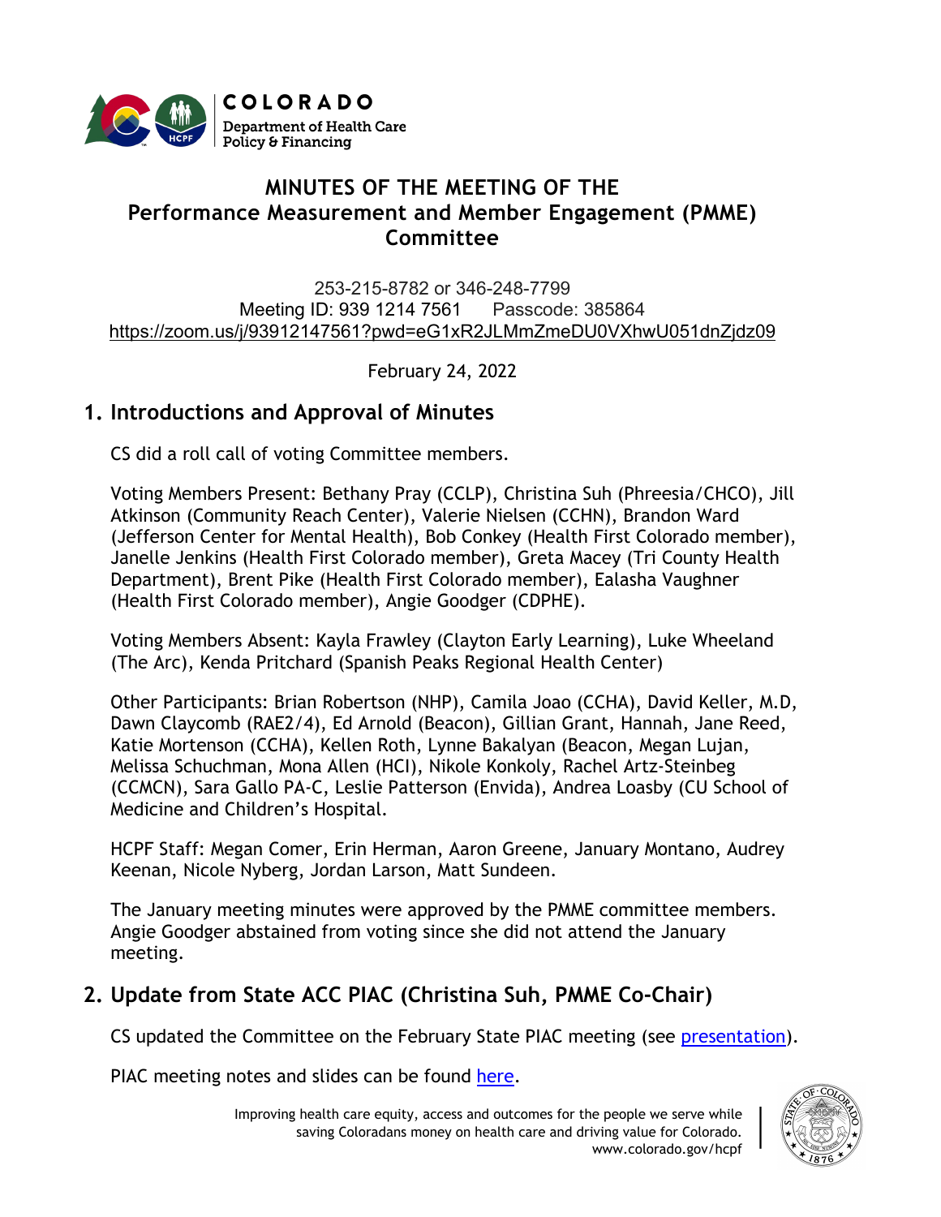COLORADO
Department of Health Care Policy & Financing

# MINUTES OF THE MEETING OF THE Performance Measurement and Member Engagement (PMME) Committee

253-215-8782 or 346-248-7799
Meeting ID: 939 1214 7561 Passcode: 385864
https://zoom.us/j/93912147561?pwd=eG1xR2JLMmZmeDU0VXhwU051dnZjdz09

February 24, 2022

## 1. Introductions and Approval of Minutes

CS did a roll call of voting Committee members.

Voting Members Present: Bethany Pray (CCLP), Christina Suh (Phreesia/CHCO), Jill Atkinson (Community Reach Center), Valerie Nielsen (CCHN), Brandon Ward (Jefferson Center for Mental Health), Bob Conkey (Health First Colorado member), Janelle Jenkins (Health First Colorado member), Greta Macey (Tri County Health Department), Brent Pike (Health First Colorado member), Ealasha Vaughner (Health First Colorado member), Angie Goodger (CDPHE).

Voting Members Absent: Kayla Frawley (Clayton Early Learning), Luke Wheeland (The Arc), Kenda Pritchard (Spanish Peaks Regional Health Center)

Other Participants: Brian Robertson (NHP), Camila Joao (CCHA), David Keller, M.D, Dawn Claycomb (RAE2/4), Ed Arnold (Beacon), Gillian Grant, Hannah, Jane Reed, Katie Mortenson (CCHA), Kellen Roth, Lynne Bakalyan (Beacon, Megan Lujan, Melissa Schuchman, Mona Allen (HCI), Nikole Konkoly, Rachel Artz-Steinbeg (CCMCN), Sara Gallo PA-C, Leslie Patterson (Envida), Andrea Loasby (CU School of Medicine and Children's Hospital.

HCPF Staff: Megan Comer, Erin Herman, Aaron Greene, January Montano, Audrey Keenan, Nicole Nyberg, Jordan Larson, Matt Sundeen.

The January meeting minutes were approved by the PMME committee members. Angie Goodger abstained from voting since she did not attend the January meeting.

## 2. Update from State ACC PIAC (Christina Suh, PMME Co-Chair)

CS updated the Committee on the February State PIAC meeting (see presentation).

PIAC meeting notes and slides can be found here.

Improving health care equity, access and outcomes for the people we serve while saving Coloradans money on health care and driving value for Colorado.
www.colorado.gov/hcpf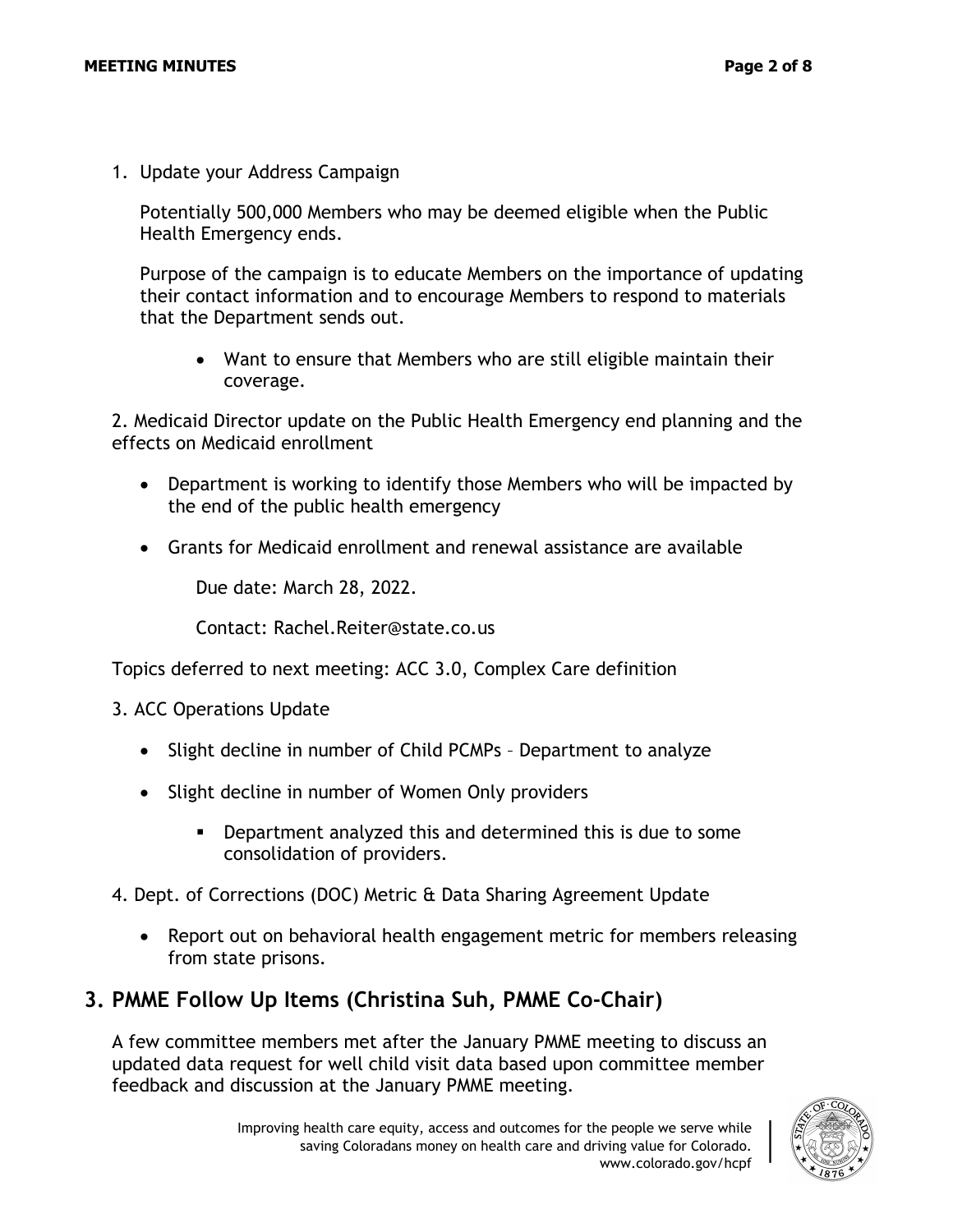1. Update your Address Campaign

   Potentially 500,000 Members who may be deemed eligible when the Public Health Emergency ends.

   Purpose of the campaign is to educate Members on the importance of updating their contact information and to encourage Members to respond to materials that the Department sends out.

   - Want to ensure that Members who are still eligible maintain their coverage.

2. Medicaid Director update on the Public Health Emergency end planning and the effects on Medicaid enrollment

   - Department is working to identify those Members who will be impacted by the end of the public health emergency
   - Grants for Medicaid enrollment and renewal assistance are available

     Due date: March 28, 2022.

     Contact: Rachel.Reiter@state.co.us

Topics deferred to next meeting: ACC 3.0, Complex Care definition

3. ACC Operations Update

   - Slight decline in number of Child PCMPs – Department to analyze
   - Slight decline in number of Women Only providers
     - Department analyzed this and determined this is due to some consolidation of providers.

4. Dept. of Corrections (DOC) Metric & Data Sharing Agreement Update

   - Report out on behavioral health engagement metric for members releasing from state prisons.

## 3. PMME Follow Up Items (Christina Suh, PMME Co-Chair)

A few committee members met after the January PMME meeting to discuss an updated data request for well child visit data based upon committee member feedback and discussion at the January PMME meeting.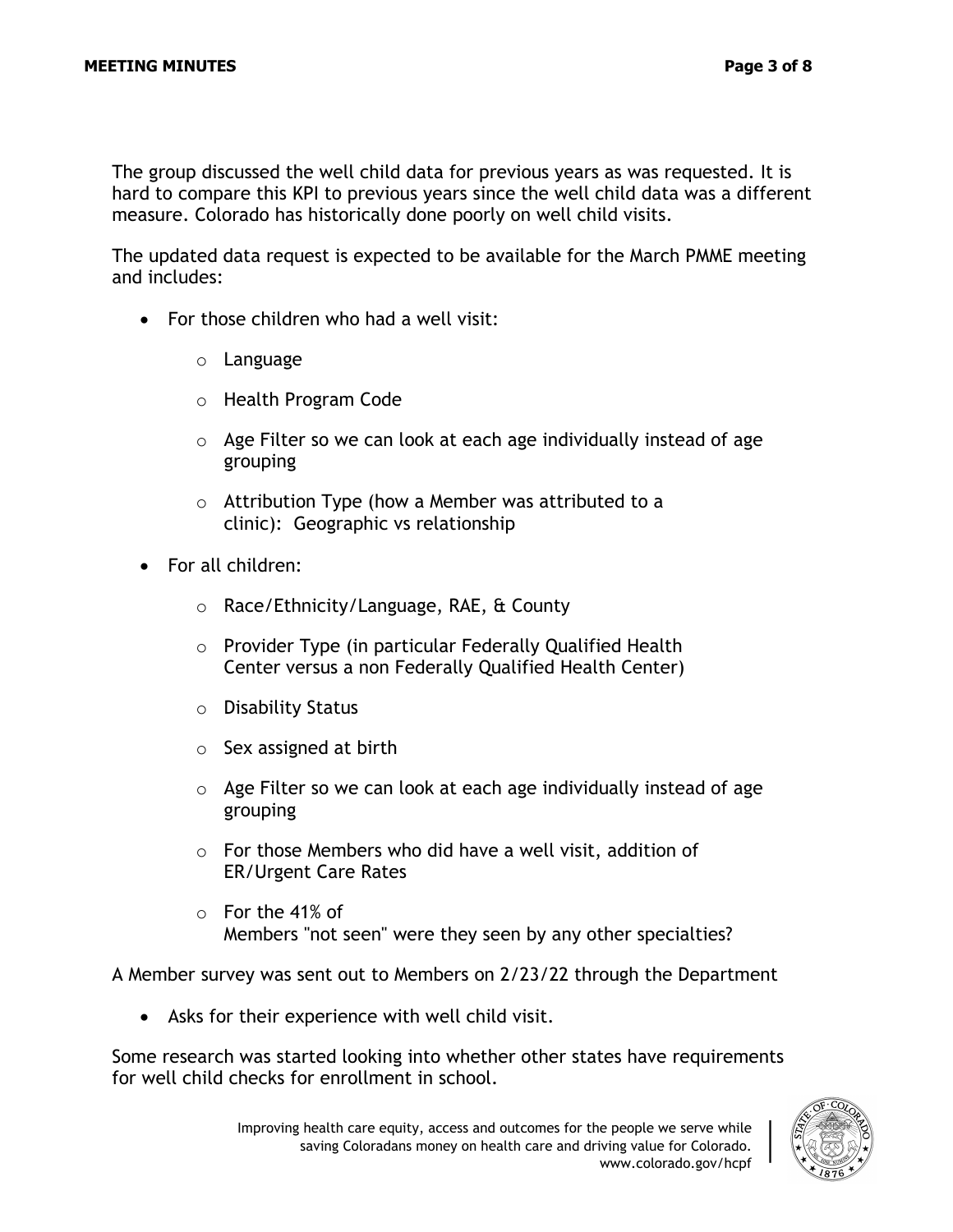The group discussed the well child data for previous years as was requested. It is hard to compare this KPI to previous years since the well child data was a different measure. Colorado has historically done poorly on well child visits.

The updated data request is expected to be available for the March PMME meeting and includes:

- For those children who had a well visit:
  - Language
  - Health Program Code
  - Age Filter so we can look at each age individually instead of age grouping
  - Attribution Type (how a Member was attributed to a clinic): Geographic vs relationship
- For all children:
  - Race/Ethnicity/Language, RAE, & County
  - Provider Type (in particular Federally Qualified Health Center versus a non Federally Qualified Health Center)
  - Disability Status
  - Sex assigned at birth
  - Age Filter so we can look at each age individually instead of age grouping
  - For those Members who did have a well visit, addition of ER/Urgent Care Rates
  - For the 41% of Members "not seen" were they seen by any other specialties?

A Member survey was sent out to Members on 2/23/22 through the Department

- Asks for their experience with well child visit.

Some research was started looking into whether other states have requirements for well child checks for enrollment in school.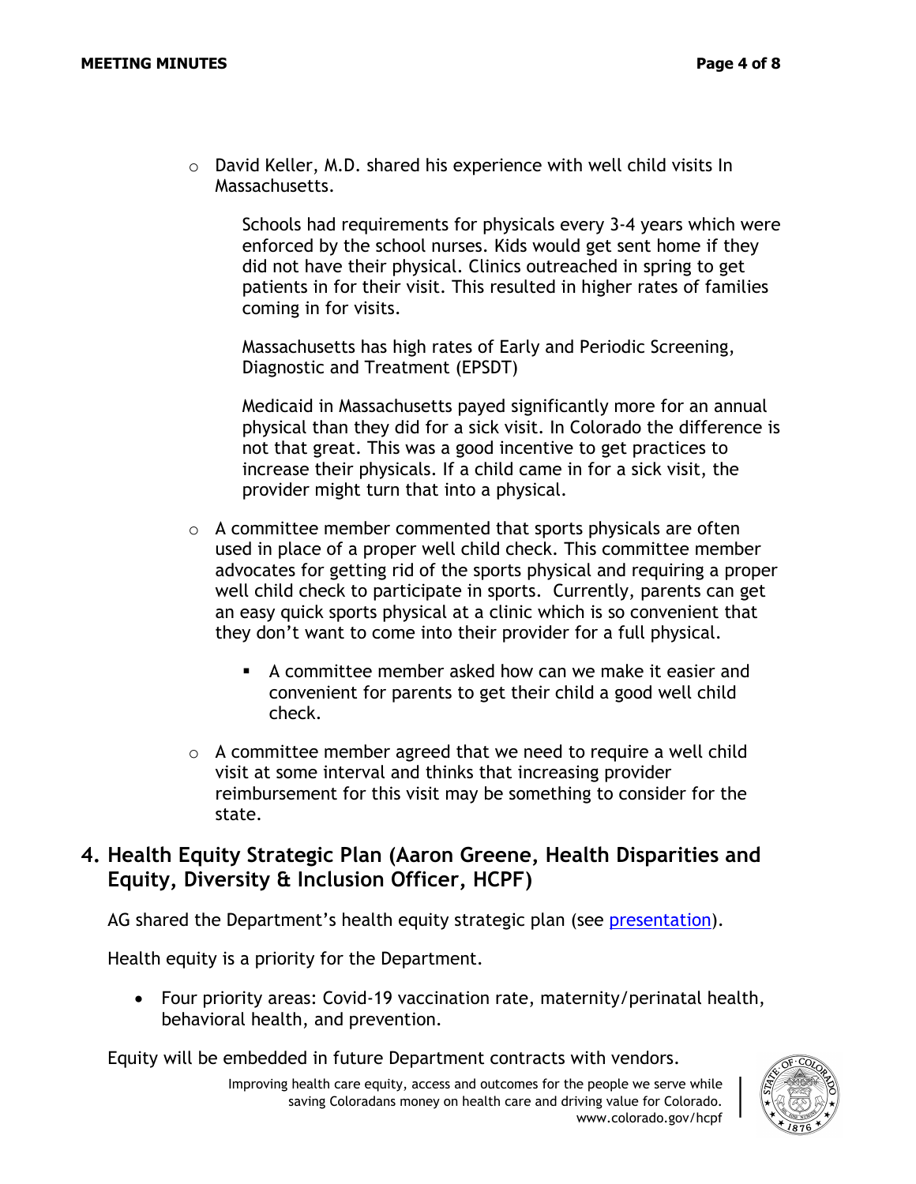- David Keller, M.D. shared his experience with well child visits In Massachusetts.

  Schools had requirements for physicals every 3-4 years which were enforced by the school nurses. Kids would get sent home if they did not have their physical. Clinics outreached in spring to get patients in for their visit. This resulted in higher rates of families coming in for visits.

  Massachusetts has high rates of Early and Periodic Screening, Diagnostic and Treatment (EPSDT)

  Medicaid in Massachusetts payed significantly more for an annual physical than they did for a sick visit. In Colorado the difference is not that great. This was a good incentive to get practices to increase their physicals. If a child came in for a sick visit, the provider might turn that into a physical.

- A committee member commented that sports physicals are often used in place of a proper well child check. This committee member advocates for getting rid of the sports physical and requiring a proper well child check to participate in sports. Currently, parents can get an easy quick sports physical at a clinic which is so convenient that they don't want to come into their provider for a full physical.
  - A committee member asked how can we make it easier and convenient for parents to get their child a good well child check.
- A committee member agreed that we need to require a well child visit at some interval and thinks that increasing provider reimbursement for this visit may be something to consider for the state.

## 4. Health Equity Strategic Plan (Aaron Greene, Health Disparities and Equity, Diversity & Inclusion Officer, HCPF)

AG shared the Department's health equity strategic plan (see [presentation]()).

Health equity is a priority for the Department.

- Four priority areas: Covid-19 vaccination rate, maternity/perinatal health, behavioral health, and prevention.

Equity will be embedded in future Department contracts with vendors.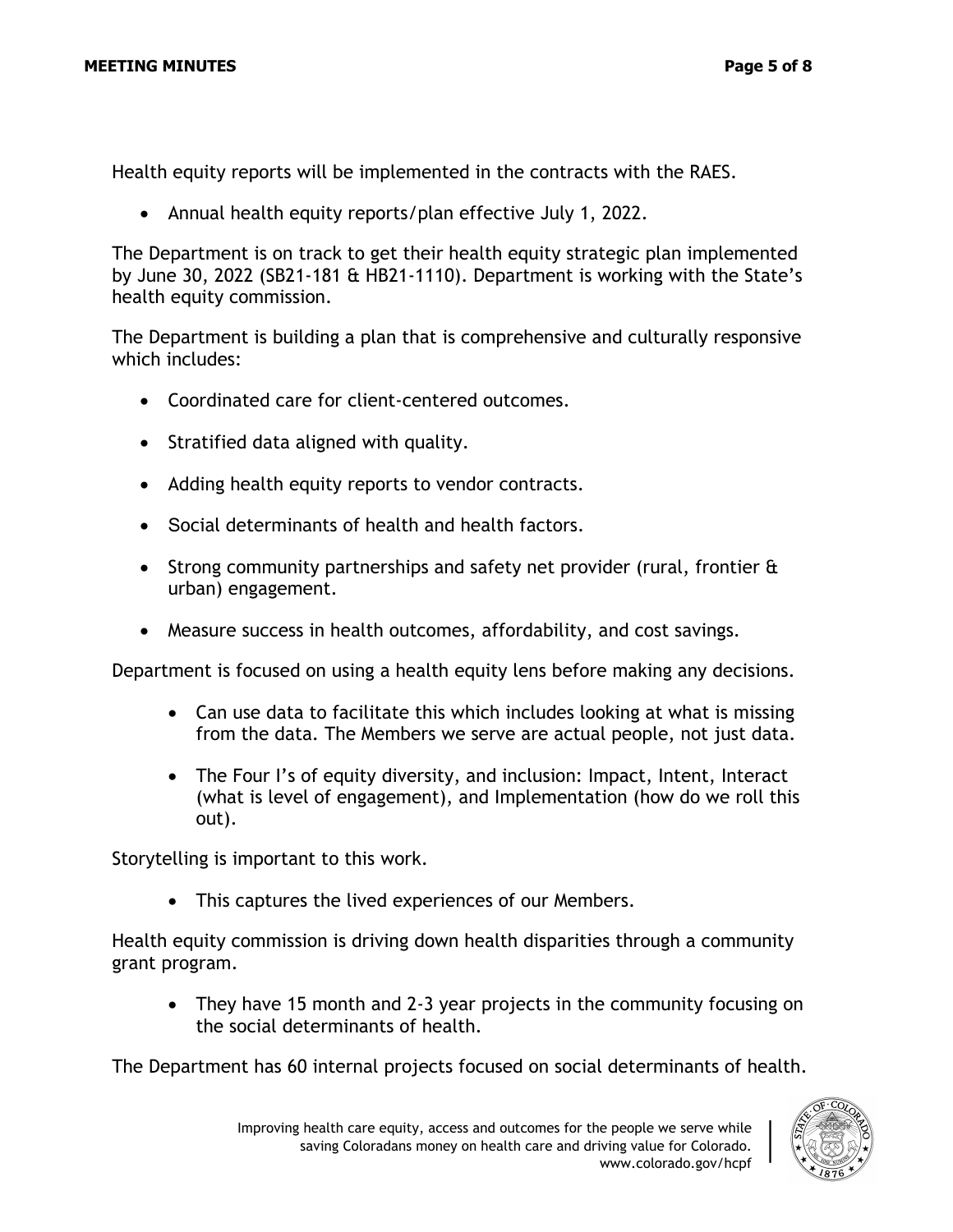Health equity reports will be implemented in the contracts with the RAES.

- Annual health equity reports/plan effective July 1, 2022.

The Department is on track to get their health equity strategic plan implemented by June 30, 2022 (SB21-181 & HB21-1110). Department is working with the State's health equity commission.

The Department is building a plan that is comprehensive and culturally responsive which includes:

- Coordinated care for client-centered outcomes.
- Stratified data aligned with quality.
- Adding health equity reports to vendor contracts.
- Social determinants of health and health factors.
- Strong community partnerships and safety net provider (rural, frontier & urban) engagement.
- Measure success in health outcomes, affordability, and cost savings.

Department is focused on using a health equity lens before making any decisions.

- Can use data to facilitate this which includes looking at what is missing from the data. The Members we serve are actual people, not just data.
- The Four I's of equity diversity, and inclusion: Impact, Intent, Interact (what is level of engagement), and Implementation (how do we roll this out).

Storytelling is important to this work.

- This captures the lived experiences of our Members.

Health equity commission is driving down health disparities through a community grant program.

- They have 15 month and 2-3 year projects in the community focusing on the social determinants of health.

The Department has 60 internal projects focused on social determinants of health.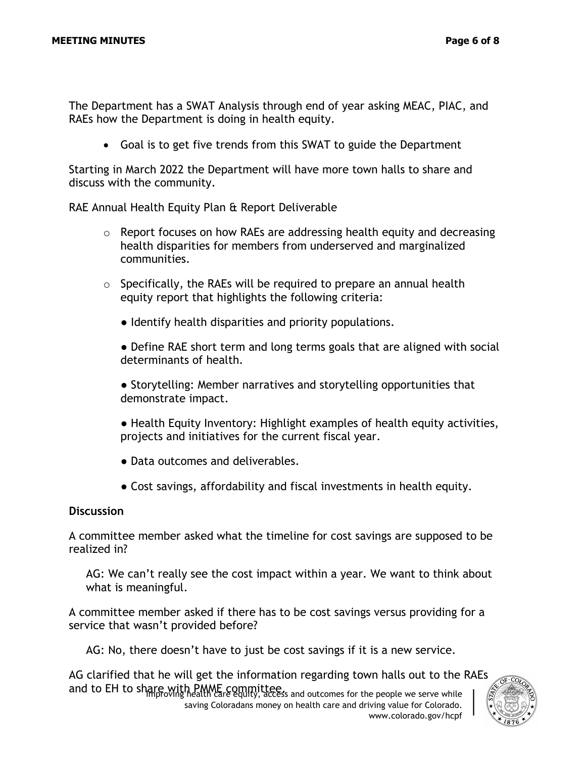The Department has a SWAT Analysis through end of year asking MEAC, PIAC, and RAEs how the Department is doing in health equity.

- Goal is to get five trends from this SWAT to guide the Department

Starting in March 2022 the Department will have more town halls to share and discuss with the community.

RAE Annual Health Equity Plan & Report Deliverable

- Report focuses on how RAEs are addressing health equity and decreasing health disparities for members from underserved and marginalized communities.
- Specifically, the RAEs will be required to prepare an annual health equity report that highlights the following criteria:
  - Identify health disparities and priority populations.
  - Define RAE short term and long terms goals that are aligned with social determinants of health.
  - Storytelling: Member narratives and storytelling opportunities that demonstrate impact.
  - Health Equity Inventory: Highlight examples of health equity activities, projects and initiatives for the current fiscal year.
  - Data outcomes and deliverables.
  - Cost savings, affordability and fiscal investments in health equity.

**Discussion**

A committee member asked what the timeline for cost savings are supposed to be realized in?

> AG: We can't really see the cost impact within a year. We want to think about what is meaningful.

A committee member asked if there has to be cost savings versus providing for a service that wasn't provided before?

> AG: No, there doesn't have to just be cost savings if it is a new service.

AG clarified that he will get the information regarding town halls out to the RAEs and to EH to share with PMME committee.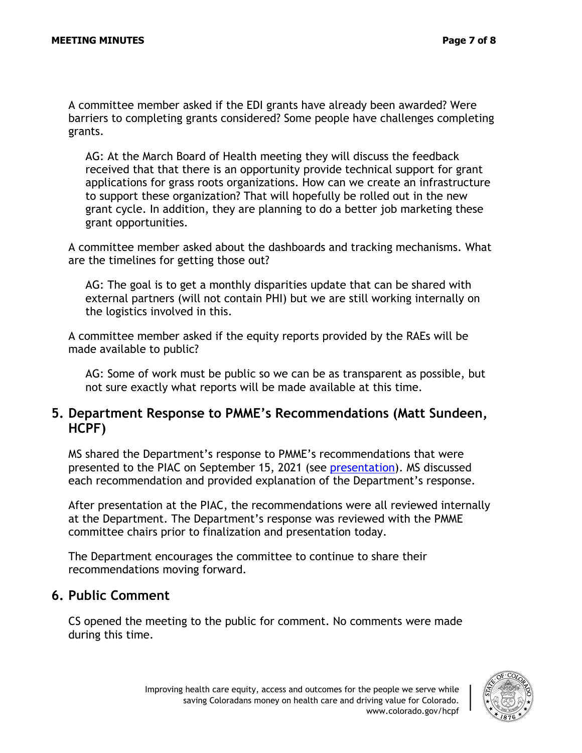A committee member asked if the EDI grants have already been awarded? Were barriers to completing grants considered? Some people have challenges completing grants.

AG: At the March Board of Health meeting they will discuss the feedback received that that there is an opportunity provide technical support for grant applications for grass roots organizations. How can we create an infrastructure to support these organization? That will hopefully be rolled out in the new grant cycle. In addition, they are planning to do a better job marketing these grant opportunities.

A committee member asked about the dashboards and tracking mechanisms. What are the timelines for getting those out?

AG: The goal is to get a monthly disparities update that can be shared with external partners (will not contain PHI) but we are still working internally on the logistics involved in this.

A committee member asked if the equity reports provided by the RAEs will be made available to public?

AG: Some of work must be public so we can be as transparent as possible, but not sure exactly what reports will be made available at this time.

## 5. Department Response to PMME's Recommendations (Matt Sundeen, HCPF)

MS shared the Department's response to PMME's recommendations that were presented to the PIAC on September 15, 2021 (see presentation). MS discussed each recommendation and provided explanation of the Department's response.

After presentation at the PIAC, the recommendations were all reviewed internally at the Department. The Department's response was reviewed with the PMME committee chairs prior to finalization and presentation today.

The Department encourages the committee to continue to share their recommendations moving forward.

## 6. Public Comment

CS opened the meeting to the public for comment. No comments were made during this time.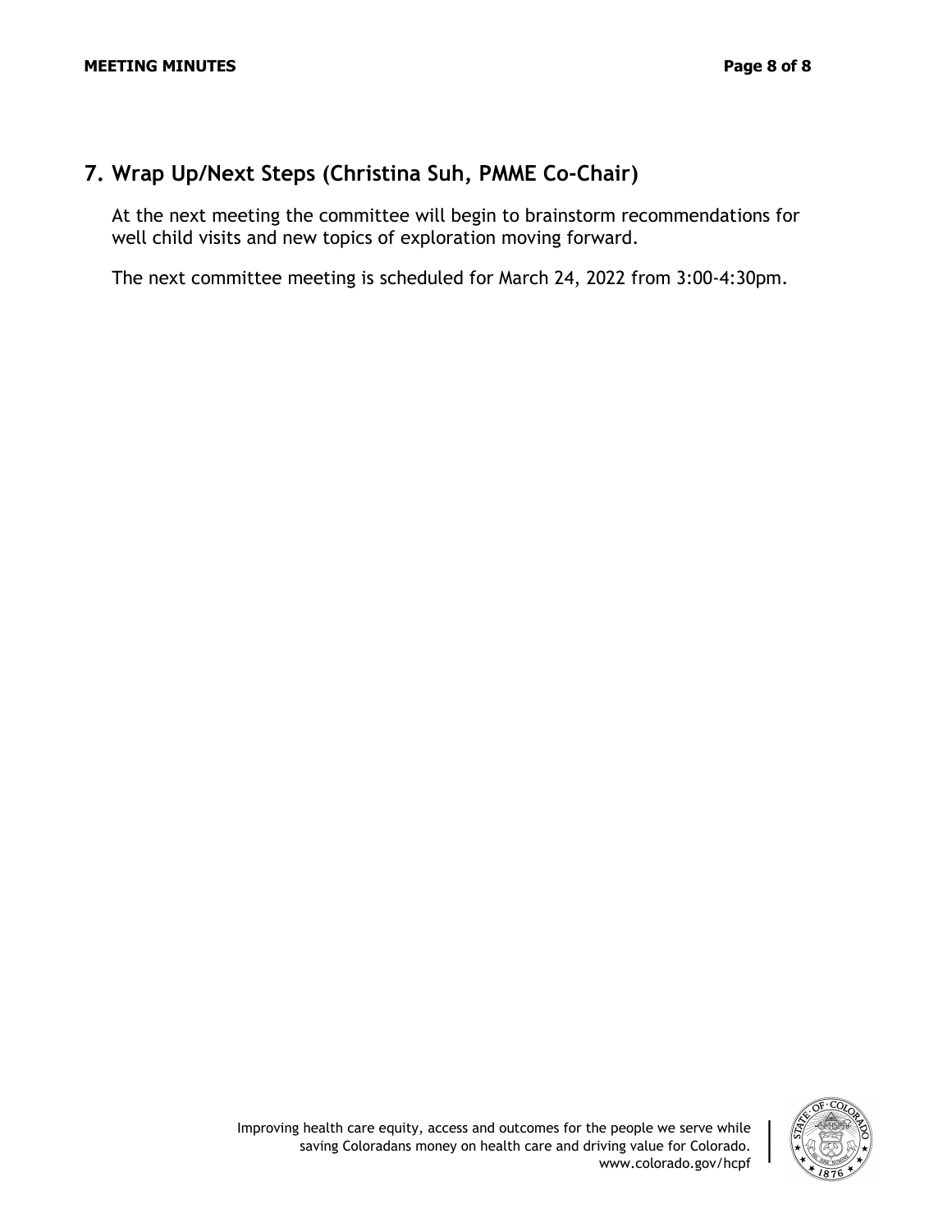## 7. Wrap Up/Next Steps (Christina Suh, PMME Co-Chair)

At the next meeting the committee will begin to brainstorm recommendations for well child visits and new topics of exploration moving forward.

The next committee meeting is scheduled for March 24, 2022 from 3:00-4:30pm.